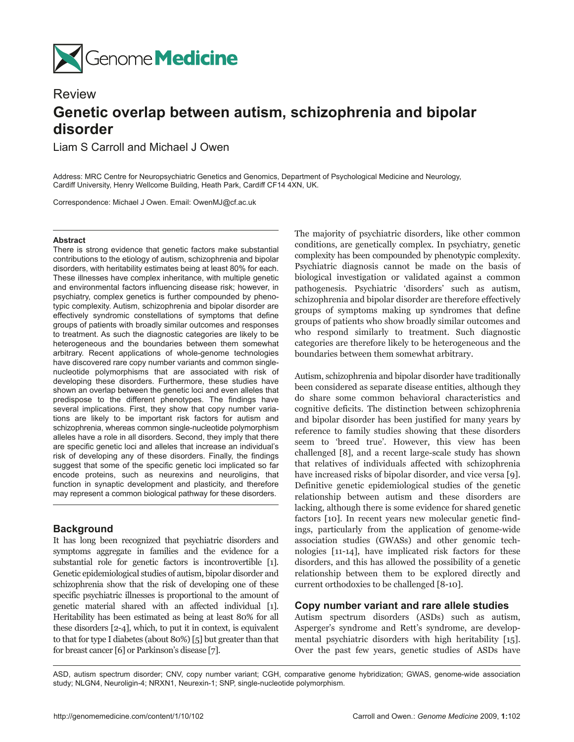Review

# Genetic overlap between autism, schizophrenia and bipolar disorder

Liam S Carroll and Michael J Owen

Address: MRC Centre for Neuropsychiatric Genetics and Genomics, Department of Psychological Medicine and Neurology, Cardiff University, Henry Wellcome Building, Heath Park, Cardiff CF14 4XN, UK.

Correspondence: Michael J Owen. Email: OwenMJ@cf.ac.uk

**Abstract**

There is strong evidence that genetic factors make substantial contributions to the etiology of autism, schizophrenia and bipolar disorders, with heritability estimates being at least 80% for each. These illnesses have complex inheritance, with multiple genetic and environmental factors influencing disease risk; however, in psychiatry, complex genetics is further compounded by phenotypic complexity. Autism, schizophrenia and bipolar disorder are effectively syndromic constellations of symptoms that define groups of patients with broadly similar outcomes and responses to treatment. As such the diagnostic categories are likely to be heterogeneous and the boundaries between them somewhat arbitrary. Recent applications of whole-genome technologies have discovered rare copy number variants and common single-nucleotide polymorphisms that are associated with risk of developing these disorders. Furthermore, these studies have shown an overlap between the genetic loci and even alleles that predispose to the different phenotypes. The findings have several implications. First, they show that copy number variations are likely to be important risk factors for autism and schizophrenia, whereas common single-nucleotide polymorphism alleles have a role in all disorders. Second, they imply that there are specific genetic loci and alleles that increase an individual's risk of developing any of these disorders. Finally, the findings suggest that some of the specific genetic loci implicated so far encode proteins, such as neurexins and neuroligins, that function in synaptic development and plasticity, and therefore may represent a common biological pathway for these disorders.

## Background

It has long been recognized that psychiatric disorders and symptoms aggregate in families and the evidence for a substantial role for genetic factors is incontrovertible [1]. Genetic epidemiological studies of autism, bipolar disorder and schizophrenia show that the risk of developing one of these specific psychiatric illnesses is proportional to the amount of genetic material shared with an affected individual [1]. Heritability has been estimated as being at least 80% for all these disorders [2-4], which, to put it in context, is equivalent to that for type I diabetes (about 80%) [5] but greater than that for breast cancer [6] or Parkinson's disease [7].

The majority of psychiatric disorders, like other common conditions, are genetically complex. In psychiatry, genetic complexity has been compounded by phenotypic complexity. Psychiatric diagnosis cannot be made on the basis of biological investigation or validated against a common pathogenesis. Psychiatric 'disorders' such as autism, schizophrenia and bipolar disorder are therefore effectively groups of symptoms making up syndromes that define groups of patients who show broadly similar outcomes and who respond similarly to treatment. Such diagnostic categories are therefore likely to be heterogeneous and the boundaries between them somewhat arbitrary.

Autism, schizophrenia and bipolar disorder have traditionally been considered as separate disease entities, although they do share some common behavioral characteristics and cognitive deficits. The distinction between schizophrenia and bipolar disorder has been justified for many years by reference to family studies showing that these disorders seem to 'breed true'. However, this view has been challenged [8], and a recent large-scale study has shown that relatives of individuals affected with schizophrenia have increased risks of bipolar disorder, and vice versa [9]. Definitive genetic epidemiological studies of the genetic relationship between autism and these disorders are lacking, although there is some evidence for shared genetic factors [10]. In recent years new molecular genetic findings, particularly from the application of genome-wide association studies (GWASs) and other genomic technologies [11-14], have implicated risk factors for these disorders, and this has allowed the possibility of a genetic relationship between them to be explored directly and current orthodoxies to be challenged [8-10].

## Copy number variant and rare allele studies

Autism spectrum disorders (ASDs) such as autism, Asperger's syndrome and Rett's syndrome, are developmental psychiatric disorders with high heritability [15]. Over the past few years, genetic studies of ASDs have

ASD, autism spectrum disorder; CNV, copy number variant; CGH, comparative genome hybridization; GWAS, genome-wide association study; NLGN4, Neuroligin-4; NRXN1, Neurexin-1; SNP, single-nucleotide polymorphism.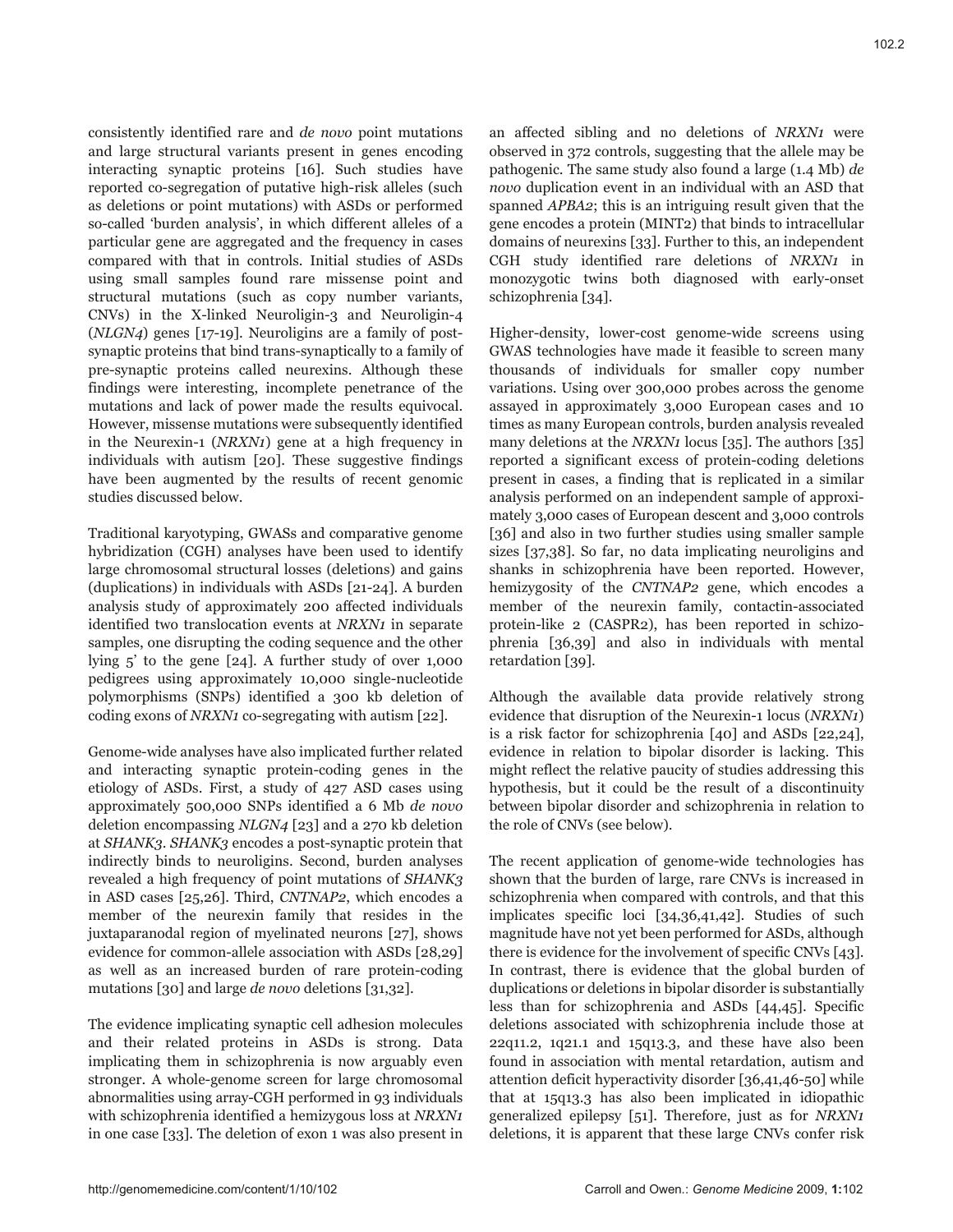consistently identified rare and *de novo* point mutations and large structural variants present in genes encoding interacting synaptic proteins [16]. Such studies have reported co-segregation of putative high-risk alleles (such as deletions or point mutations) with ASDs or performed so-called 'burden analysis', in which different alleles of a particular gene are aggregated and the frequency in cases compared with that in controls. Initial studies of ASDs using small samples found rare missense point and structural mutations (such as copy number variants, CNVs) in the X-linked Neuroligin-3 and Neuroligin-4 (*NLGN4*) genes [17-19]. Neuroligins are a family of post-synaptic proteins that bind trans-synaptically to a family of pre-synaptic proteins called neurexins. Although these findings were interesting, incomplete penetrance of the mutations and lack of power made the results equivocal. However, missense mutations were subsequently identified in the Neurexin-1 (*NRXN1*) gene at a high frequency in individuals with autism [20]. These suggestive findings have been augmented by the results of recent genomic studies discussed below.

Traditional karyotyping, GWASs and comparative genome hybridization (CGH) analyses have been used to identify large chromosomal structural losses (deletions) and gains (duplications) in individuals with ASDs [21-24]. A burden analysis study of approximately 200 affected individuals identified two translocation events at *NRXN1* in separate samples, one disrupting the coding sequence and the other lying 5' to the gene [24]. A further study of over 1,000 pedigrees using approximately 10,000 single-nucleotide polymorphisms (SNPs) identified a 300 kb deletion of coding exons of *NRXN1* co-segregating with autism [22].

Genome-wide analyses have also implicated further related and interacting synaptic protein-coding genes in the etiology of ASDs. First, a study of 427 ASD cases using approximately 500,000 SNPs identified a 6 Mb *de novo* deletion encompassing *NLGN4* [23] and a 270 kb deletion at *SHANK3*. *SHANK3* encodes a post-synaptic protein that indirectly binds to neuroligins. Second, burden analyses revealed a high frequency of point mutations of *SHANK3* in ASD cases [25,26]. Third, *CNTNAP2*, which encodes a member of the neurexin family that resides in the juxtaparanodal region of myelinated neurons [27], shows evidence for common-allele association with ASDs [28,29] as well as an increased burden of rare protein-coding mutations [30] and large *de novo* deletions [31,32].

The evidence implicating synaptic cell adhesion molecules and their related proteins in ASDs is strong. Data implicating them in schizophrenia is now arguably even stronger. A whole-genome screen for large chromosomal abnormalities using array-CGH performed in 93 individuals with schizophrenia identified a hemizygous loss at *NRXN1* in one case [33]. The deletion of exon 1 was also present in an affected sibling and no deletions of *NRXN1* were observed in 372 controls, suggesting that the allele may be pathogenic. The same study also found a large (1.4 Mb) *de novo* duplication event in an individual with an ASD that spanned *APBA2*; this is an intriguing result given that the gene encodes a protein (MINT2) that binds to intracellular domains of neurexins [33]. Further to this, an independent CGH study identified rare deletions of *NRXN1* in monozygotic twins both diagnosed with early-onset schizophrenia [34].

Higher-density, lower-cost genome-wide screens using GWAS technologies have made it feasible to screen many thousands of individuals for smaller copy number variations. Using over 300,000 probes across the genome assayed in approximately 3,000 European cases and 10 times as many European controls, burden analysis revealed many deletions at the *NRXN1* locus [35]. The authors [35] reported a significant excess of protein-coding deletions present in cases, a finding that is replicated in a similar analysis performed on an independent sample of approximately 3,000 cases of European descent and 3,000 controls [36] and also in two further studies using smaller sample sizes [37,38]. So far, no data implicating neuroligins and shanks in schizophrenia have been reported. However, hemizygosity of the *CNTNAP2* gene, which encodes a member of the neurexin family, contactin-associated protein-like 2 (CASPR2), has been reported in schizophrenia [36,39] and also in individuals with mental retardation [39].

Although the available data provide relatively strong evidence that disruption of the Neurexin-1 locus (*NRXN1*) is a risk factor for schizophrenia [40] and ASDs [22,24], evidence in relation to bipolar disorder is lacking. This might reflect the relative paucity of studies addressing this hypothesis, but it could be the result of a discontinuity between bipolar disorder and schizophrenia in relation to the role of CNVs (see below).

The recent application of genome-wide technologies has shown that the burden of large, rare CNVs is increased in schizophrenia when compared with controls, and that this implicates specific loci [34,36,41,42]. Studies of such magnitude have not yet been performed for ASDs, although there is evidence for the involvement of specific CNVs [43]. In contrast, there is evidence that the global burden of duplications or deletions in bipolar disorder is substantially less than for schizophrenia and ASDs [44,45]. Specific deletions associated with schizophrenia include those at 22q11.2, 1q21.1 and 15q13.3, and these have also been found in association with mental retardation, autism and attention deficit hyperactivity disorder [36,41,46-50] while that at 15q13.3 has also been implicated in idiopathic generalized epilepsy [51]. Therefore, just as for *NRXN1* deletions, it is apparent that these large CNVs confer risk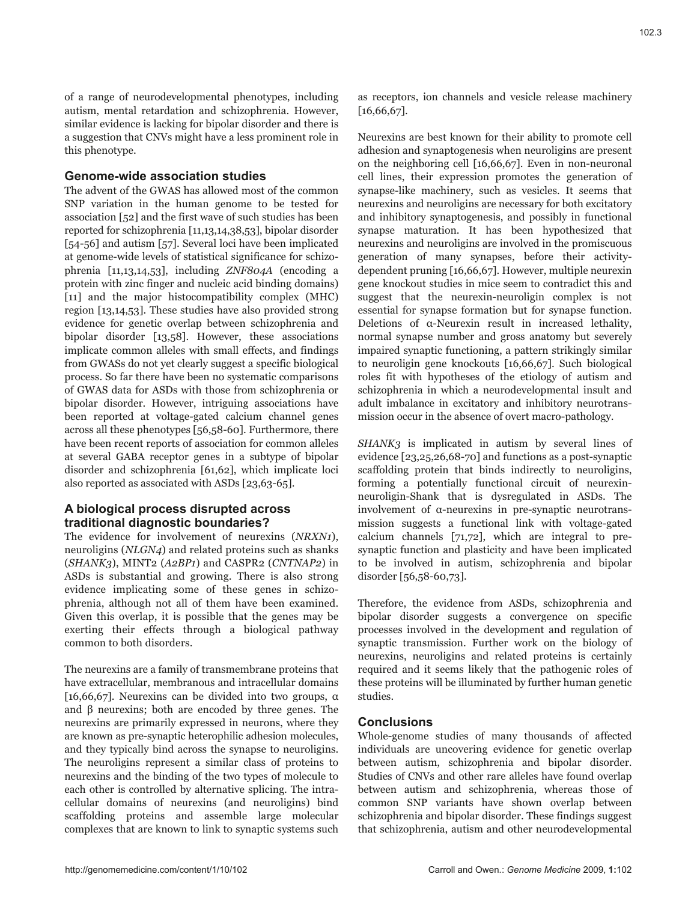of a range of neurodevelopmental phenotypes, including autism, mental retardation and schizophrenia. However, similar evidence is lacking for bipolar disorder and there is a suggestion that CNVs might have a less prominent role in this phenotype.

## Genome-wide association studies

The advent of the GWAS has allowed most of the common SNP variation in the human genome to be tested for association [52] and the first wave of such studies has been reported for schizophrenia [11,13,14,38,53], bipolar disorder [54-56] and autism [57]. Several loci have been implicated at genome-wide levels of statistical significance for schizophrenia [11,13,14,53], including *ZNF804A* (encoding a protein with zinc finger and nucleic acid binding domains) [11] and the major histocompatibility complex (MHC) region [13,14,53]. These studies have also provided strong evidence for genetic overlap between schizophrenia and bipolar disorder [13,58]. However, these associations implicate common alleles with small effects, and findings from GWASs do not yet clearly suggest a specific biological process. So far there have been no systematic comparisons of GWAS data for ASDs with those from schizophrenia or bipolar disorder. However, intriguing associations have been reported at voltage-gated calcium channel genes across all these phenotypes [56,58-60]. Furthermore, there have been recent reports of association for common alleles at several GABA receptor genes in a subtype of bipolar disorder and schizophrenia [61,62], which implicate loci also reported as associated with ASDs [23,63-65].

## A biological process disrupted across traditional diagnostic boundaries?

The evidence for involvement of neurexins (*NRXN1*), neuroligins (*NLGN4*) and related proteins such as shanks (*SHANK3*), MINT2 (*A2BP1*) and CASPR2 (*CNTNAP2*) in ASDs is substantial and growing. There is also strong evidence implicating some of these genes in schizophrenia, although not all of them have been examined. Given this overlap, it is possible that the genes may be exerting their effects through a biological pathway common to both disorders.

The neurexins are a family of transmembrane proteins that have extracellular, membranous and intracellular domains [16,66,67]. Neurexins can be divided into two groups, α and β neurexins; both are encoded by three genes. The neurexins are primarily expressed in neurons, where they are known as pre-synaptic heterophilic adhesion molecules, and they typically bind across the synapse to neuroligins. The neuroligins represent a similar class of proteins to neurexins and the binding of the two types of molecule to each other is controlled by alternative splicing. The intracellular domains of neurexins (and neuroligins) bind scaffolding proteins and assemble large molecular complexes that are known to link to synaptic systems such as receptors, ion channels and vesicle release machinery [16,66,67].

Neurexins are best known for their ability to promote cell adhesion and synaptogenesis when neuroligins are present on the neighboring cell [16,66,67]. Even in non-neuronal cell lines, their expression promotes the generation of synapse-like machinery, such as vesicles. It seems that neurexins and neuroligins are necessary for both excitatory and inhibitory synaptogenesis, and possibly in functional synapse maturation. It has been hypothesized that neurexins and neuroligins are involved in the promiscuous generation of many synapses, before their activity-dependent pruning [16,66,67]. However, multiple neurexin gene knockout studies in mice seem to contradict this and suggest that the neurexin-neuroligin complex is not essential for synapse formation but for synapse function. Deletions of α-Neurexin result in increased lethality, normal synapse number and gross anatomy but severely impaired synaptic functioning, a pattern strikingly similar to neuroligin gene knockouts [16,66,67]. Such biological roles fit with hypotheses of the etiology of autism and schizophrenia in which a neurodevelopmental insult and adult imbalance in excitatory and inhibitory neurotransmission occur in the absence of overt macro-pathology.

*SHANK3* is implicated in autism by several lines of evidence [23,25,26,68-70] and functions as a post-synaptic scaffolding protein that binds indirectly to neuroligins, forming a potentially functional circuit of neurexin-neuroligin-Shank that is dysregulated in ASDs. The involvement of α-neurexins in pre-synaptic neurotransmission suggests a functional link with voltage-gated calcium channels [71,72], which are integral to pre-synaptic function and plasticity and have been implicated to be involved in autism, schizophrenia and bipolar disorder [56,58-60,73].

Therefore, the evidence from ASDs, schizophrenia and bipolar disorder suggests a convergence on specific processes involved in the development and regulation of synaptic transmission. Further work on the biology of neurexins, neuroligins and related proteins is certainly required and it seems likely that the pathogenic roles of these proteins will be illuminated by further human genetic studies.

## Conclusions

Whole-genome studies of many thousands of affected individuals are uncovering evidence for genetic overlap between autism, schizophrenia and bipolar disorder. Studies of CNVs and other rare alleles have found overlap between autism and schizophrenia, whereas those of common SNP variants have shown overlap between schizophrenia and bipolar disorder. These findings suggest that schizophrenia, autism and other neurodevelopmental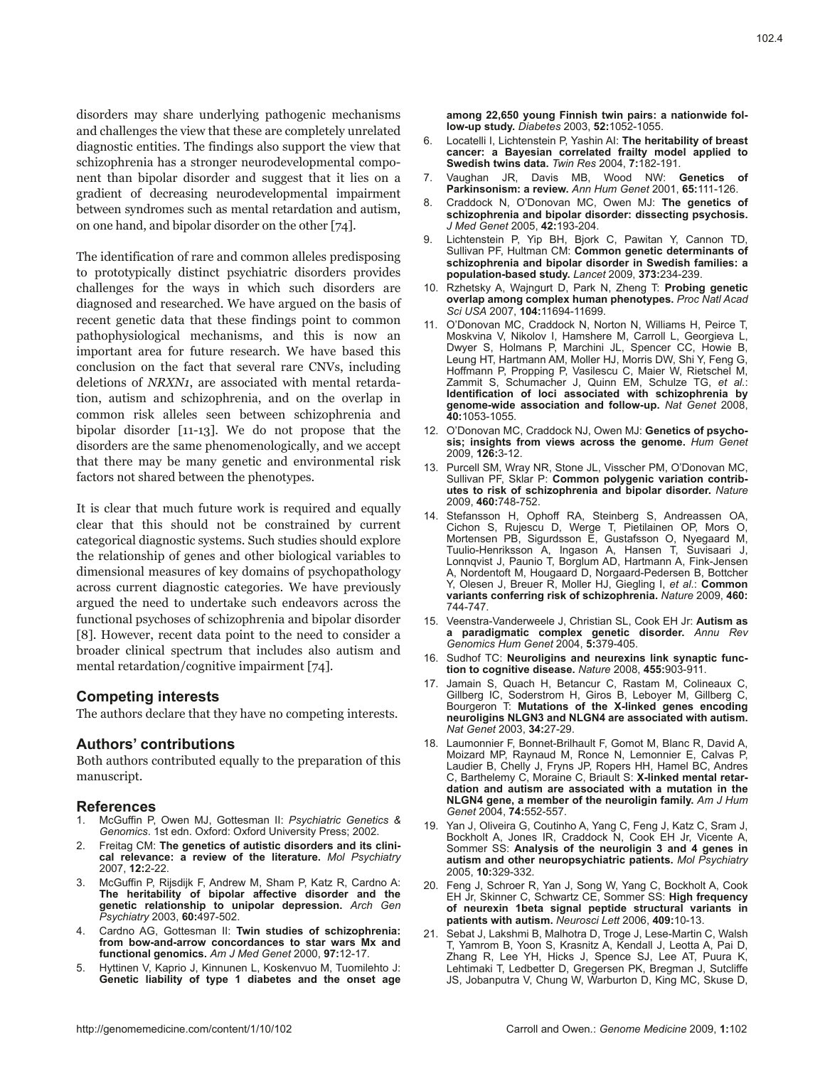disorders may share underlying pathogenic mechanisms and challenges the view that these are completely unrelated diagnostic entities. The findings also support the view that schizophrenia has a stronger neurodevelopmental component than bipolar disorder and suggest that it lies on a gradient of decreasing neurodevelopmental impairment between syndromes such as mental retardation and autism, on one hand, and bipolar disorder on the other [74].

The identification of rare and common alleles predisposing to prototypically distinct psychiatric disorders provides challenges for the ways in which such disorders are diagnosed and researched. We have argued on the basis of recent genetic data that these findings point to common pathophysiological mechanisms, and this is now an important area for future research. We have based this conclusion on the fact that several rare CNVs, including deletions of *NRXN1*, are associated with mental retardation, autism and schizophrenia, and on the overlap in common risk alleles seen between schizophrenia and bipolar disorder [11-13]. We do not propose that the disorders are the same phenomenologically, and we accept that there may be many genetic and environmental risk factors not shared between the phenotypes.

It is clear that much future work is required and equally clear that this should not be constrained by current categorical diagnostic systems. Such studies should explore the relationship of genes and other biological variables to dimensional measures of key domains of psychopathology across current diagnostic categories. We have previously argued the need to undertake such endeavors across the functional psychoses of schizophrenia and bipolar disorder [8]. However, recent data point to the need to consider a broader clinical spectrum that includes also autism and mental retardation/cognitive impairment [74].

## Competing interests

The authors declare that they have no competing interests.

## Authors' contributions

Both authors contributed equally to the preparation of this manuscript.

## References

1. McGuffin P, Owen MJ, Gottesman II: *Psychiatric Genetics & Genomics*. 1st edn. Oxford: Oxford University Press; 2002.
2. Freitag CM: **The genetics of autistic disorders and its clinical relevance: a review of the literature.** *Mol Psychiatry* 2007, **12:**2-22.
3. McGuffin P, Rijsdijk F, Andrew M, Sham P, Katz R, Cardno A: **The heritability of bipolar affective disorder and the genetic relationship to unipolar depression.** *Arch Gen Psychiatry* 2003, **60:**497-502.
4. Cardno AG, Gottesman II: **Twin studies of schizophrenia: from bow-and-arrow concordances to star wars Mx and functional genomics.** *Am J Med Genet* 2000, **97:**12-17.
5. Hyttinen V, Kaprio J, Kinnunen L, Koskenvuo M, Tuomilehto J: **Genetic liability of type 1 diabetes and the onset age among 22,650 young Finnish twin pairs: a nationwide follow-up study.** *Diabetes* 2003, **52:**1052-1055.
6. Locatelli I, Lichtenstein P, Yashin AI: **The heritability of breast cancer: a Bayesian correlated frailty model applied to Swedish twins data.** *Twin Res* 2004, **7:**182-191.
7. Vaughan JR, Davis MB, Wood NW: **Genetics of Parkinsonism: a review.** *Ann Hum Genet* 2001, **65:**111-126.
8. Craddock N, O'Donovan MC, Owen MJ: **The genetics of schizophrenia and bipolar disorder: dissecting psychosis.** *J Med Genet* 2005, **42:**193-204.
9. Lichtenstein P, Yip BH, Bjork C, Pawitan Y, Cannon TD, Sullivan PF, Hultman CM: **Common genetic determinants of schizophrenia and bipolar disorder in Swedish families: a population-based study.** *Lancet* 2009, **373:**234-239.
10. Rzhetsky A, Wajngurt D, Park N, Zheng T: **Probing genetic overlap among complex human phenotypes.** *Proc Natl Acad Sci USA* 2007, **104:**11694-11699.
11. O'Donovan MC, Craddock N, Norton N, Williams H, Peirce T, Moskvina V, Nikolov I, Hamshere M, Carroll L, Georgieva L, Dwyer S, Holmans P, Marchini JL, Spencer CC, Howie B, Leung HT, Hartmann AM, Moller HJ, Morris DW, Shi Y, Feng G, Hoffmann P, Propping P, Vasilescu C, Maier W, Rietschel M, Zammit S, Schumacher J, Quinn EM, Schulze TG, *et al.*: **Identification of loci associated with schizophrenia by genome-wide association and follow-up.** *Nat Genet* 2008, **40:**1053-1055.
12. O'Donovan MC, Craddock NJ, Owen MJ: **Genetics of psychosis; insights from views across the genome.** *Hum Genet* 2009, **126:**3-12.
13. Purcell SM, Wray NR, Stone JL, Visscher PM, O'Donovan MC, Sullivan PF, Sklar P: **Common polygenic variation contributes to risk of schizophrenia and bipolar disorder.** *Nature* 2009, **460:**748-752.
14. Stefansson H, Ophoff RA, Steinberg S, Andreassen OA, Cichon S, Rujescu D, Werge T, Pietilainen OP, Mors O, Mortensen PB, Sigurdsson E, Gustafsson O, Nyegaard M, Tuulio-Henriksson A, Ingason A, Hansen T, Suvisaari J, Lonnqvist J, Paunio T, Borglum AD, Hartmann A, Fink-Jensen A, Nordentoft M, Hougaard D, Norgaard-Pedersen B, Bottcher Y, Olesen J, Breuer R, Moller HJ, Giegling I, *et al.*: **Common variants conferring risk of schizophrenia.** *Nature* 2009, **460:** 744-747.
15. Veenstra-Vanderweele J, Christian SL, Cook EH Jr: **Autism as a paradigmatic complex genetic disorder.** *Annu Rev Genomics Hum Genet* 2004, **5:**379-405.
16. Sudhof TC: **Neuroligins and neurexins link synaptic function to cognitive disease.** *Nature* 2008, **455:**903-911.
17. Jamain S, Quach H, Betancur C, Rastam M, Colineaux C, Gillberg IC, Soderstrom H, Giros B, Leboyer M, Gillberg C, Bourgeron T: **Mutations of the X-linked genes encoding neuroligins NLGN3 and NLGN4 are associated with autism.** *Nat Genet* 2003, **34:**27-29.
18. Laumonnier F, Bonnet-Brilhault F, Gomot M, Blanc R, David A, Moizard MP, Raynaud M, Ronce N, Lemonnier E, Calvas P, Laudier B, Chelly J, Fryns JP, Ropers HH, Hamel BC, Andres C, Barthelemy C, Moraine C, Briault S: **X-linked mental retardation and autism are associated with a mutation in the NLGN4 gene, a member of the neuroligin family.** *Am J Hum Genet* 2004, **74:**552-557.
19. Yan J, Oliveira G, Coutinho A, Yang C, Feng J, Katz C, Sram J, Bockholt A, Jones IR, Craddock N, Cook EH Jr, Vicente A, Sommer SS: **Analysis of the neuroligin 3 and 4 genes in autism and other neuropsychiatric patients.** *Mol Psychiatry* 2005, **10:**329-332.
20. Feng J, Schroer R, Yan J, Song W, Yang C, Bockholt A, Cook EH Jr, Skinner C, Schwartz CE, Sommer SS: **High frequency of neurexin 1beta signal peptide structural variants in patients with autism.** *Neurosci Lett* 2006, **409:**10-13.
21. Sebat J, Lakshmi B, Malhotra D, Troge J, Lese-Martin C, Walsh T, Yamrom B, Yoon S, Krasnitz A, Kendall J, Leotta A, Pai D, Zhang R, Lee YH, Hicks J, Spence SJ, Lee AT, Puura K, Lehtimaki T, Ledbetter D, Gregersen PK, Bregman J, Sutcliffe JS, Jobanputra V, Chung W, Warburton D, King MC, Skuse D,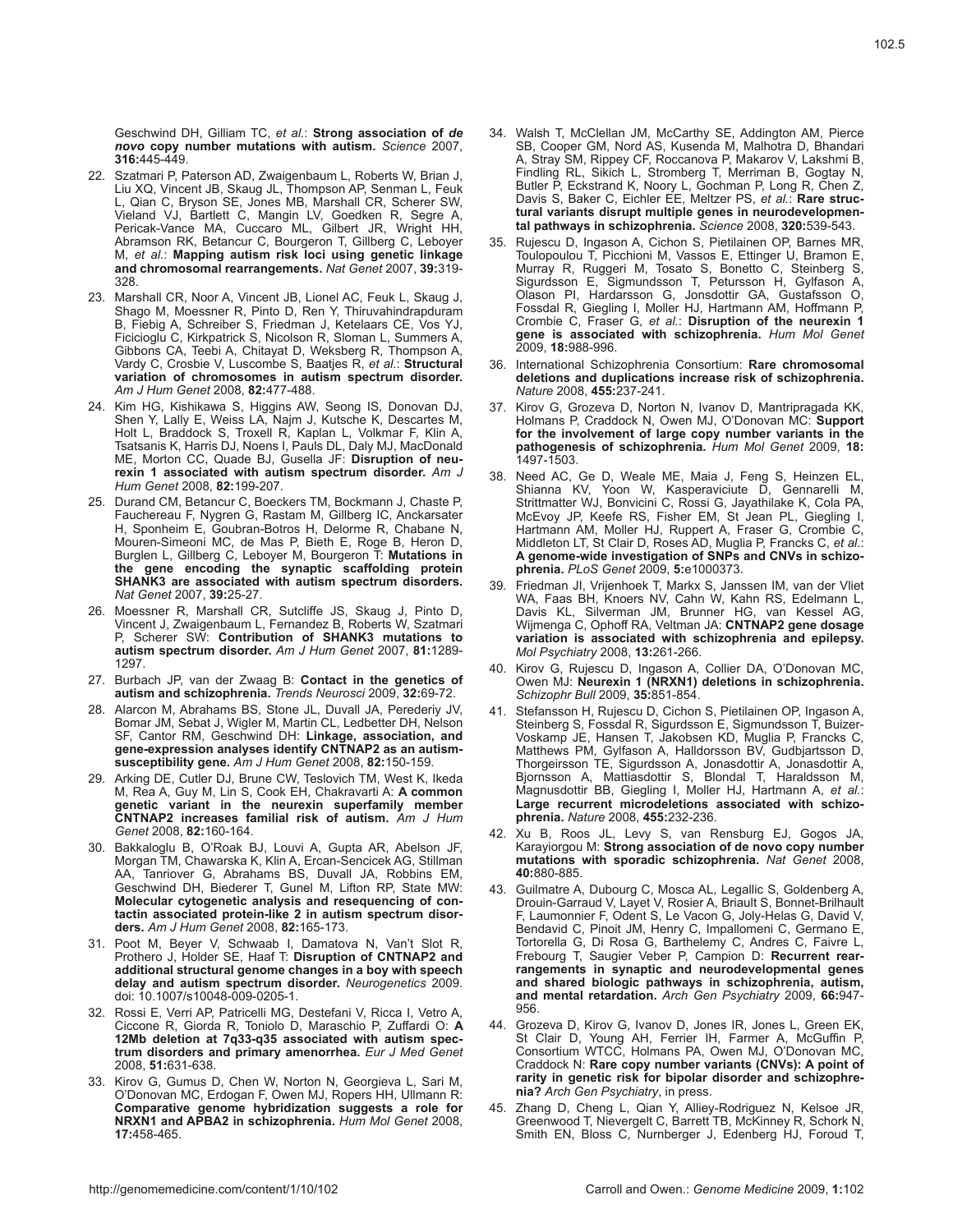Geschwind DH, Gilliam TC, *et al.*: **Strong association of *de novo* copy number mutations with autism.** *Science* 2007, **316:**445-449.

22. Szatmari P, Paterson AD, Zwaigenbaum L, Roberts W, Brian J, Liu XQ, Vincent JB, Skaug JL, Thompson AP, Senman L, Feuk L, Qian C, Bryson SE, Jones MB, Marshall CR, Scherer SW, Vieland VJ, Bartlett C, Mangin LV, Goedken R, Segre A, Pericak-Vance MA, Cuccaro ML, Gilbert JR, Wright HH, Abramson RK, Betancur C, Bourgeron T, Gillberg C, Leboyer M, *et al.*: **Mapping autism risk loci using genetic linkage and chromosomal rearrangements.** *Nat Genet* 2007, **39:**319-328.
23. Marshall CR, Noor A, Vincent JB, Lionel AC, Feuk L, Skaug J, Shago M, Moessner R, Pinto D, Ren Y, Thiruvahindrapduram B, Fiebig A, Schreiber S, Friedman J, Ketelaars CE, Vos YJ, Ficicioglu C, Kirkpatrick S, Nicolson R, Sloman L, Summers A, Gibbons CA, Teebi A, Chitayat D, Weksberg R, Thompson A, Vardy C, Crosbie V, Luscombe S, Baatjes R, *et al.*: **Structural variation of chromosomes in autism spectrum disorder.** *Am J Hum Genet* 2008, **82:**477-488.
24. Kim HG, Kishikawa S, Higgins AW, Seong IS, Donovan DJ, Shen Y, Lally E, Weiss LA, Najm J, Kutsche K, Descartes M, Holt L, Braddock S, Troxell R, Kaplan L, Volkmar F, Klin A, Tsatsanis K, Harris DJ, Noens I, Pauls DL, Daly MJ, MacDonald ME, Morton CC, Quade BJ, Gusella JF: **Disruption of neurexin 1 associated with autism spectrum disorder.** *Am J Hum Genet* 2008, **82:**199-207.
25. Durand CM, Betancur C, Boeckers TM, Bockmann J, Chaste P, Fauchereau F, Nygren G, Rastam M, Gillberg IC, Anckarsater H, Sponheim E, Goubran-Botros H, Delorme R, Chabane N, Mouren-Simeoni MC, de Mas P, Bieth E, Roge B, Heron D, Burglen L, Gillberg C, Leboyer M, Bourgeron T: **Mutations in the gene encoding the synaptic scaffolding protein SHANK3 are associated with autism spectrum disorders.** *Nat Genet* 2007, **39:**25-27.
26. Moessner R, Marshall CR, Sutcliffe JS, Skaug J, Pinto D, Vincent J, Zwaigenbaum L, Fernandez B, Roberts W, Szatmari P, Scherer SW: **Contribution of SHANK3 mutations to autism spectrum disorder.** *Am J Hum Genet* 2007, **81:**1289-1297.
27. Burbach JP, van der Zwaag B: **Contact in the genetics of autism and schizophrenia.** *Trends Neurosci* 2009, **32:**69-72.
28. Alarcon M, Abrahams BS, Stone JL, Duvall JA, Perederiy JV, Bomar JM, Sebat J, Wigler M, Martin CL, Ledbetter DH, Nelson SF, Cantor RM, Geschwind DH: **Linkage, association, and gene-expression analyses identify CNTNAP2 as an autism-susceptibility gene.** *Am J Hum Genet* 2008, **82:**150-159.
29. Arking DE, Cutler DJ, Brune CW, Teslovich TM, West K, Ikeda M, Rea A, Guy M, Lin S, Cook EH, Chakravarti A: **A common genetic variant in the neurexin superfamily member CNTNAP2 increases familial risk of autism.** *Am J Hum Genet* 2008, **82:**160-164.
30. Bakkaloglu B, O'Roak BJ, Louvi A, Gupta AR, Abelson JF, Morgan TM, Chawarska K, Klin A, Ercan-Sencicek AG, Stillman AA, Tanriover G, Abrahams BS, Duvall JA, Robbins EM, Geschwind DH, Biederer T, Gunel M, Lifton RP, State MW: **Molecular cytogenetic analysis and resequencing of contactin associated protein-like 2 in autism spectrum disorders.** *Am J Hum Genet* 2008, **82:**165-173.
31. Poot M, Beyer V, Schwaab I, Damatova N, Van't Slot R, Prothero J, Holder SE, Haaf T: **Disruption of CNTNAP2 and additional structural genome changes in a boy with speech delay and autism spectrum disorder.** *Neurogenetics* 2009. doi: 10.1007/s10048-009-0205-1.
32. Rossi E, Verri AP, Patricelli MG, Destefani V, Ricca I, Vetro A, Ciccone R, Giorda R, Toniolo D, Maraschio P, Zuffardi O: **A 12Mb deletion at 7q33-q35 associated with autism spectrum disorders and primary amenorrhea.** *Eur J Med Genet* 2008, **51:**631-638.
33. Kirov G, Gumus D, Chen W, Norton N, Georgieva L, Sari M, O'Donovan MC, Erdogan F, Owen MJ, Ropers HH, Ullmann R: **Comparative genome hybridization suggests a role for NRXN1 and APBA2 in schizophrenia.** *Hum Mol Genet* 2008, **17:**458-465.
34. Walsh T, McClellan JM, McCarthy SE, Addington AM, Pierce SB, Cooper GM, Nord AS, Kusenda M, Malhotra D, Bhandari A, Stray SM, Rippey CF, Roccanova P, Makarov V, Lakshmi B, Findling RL, Sikich L, Stromberg T, Merriman B, Gogtay N, Butler P, Eckstrand K, Noory L, Gochman P, Long R, Chen Z, Davis S, Baker C, Eichler EE, Meltzer PS, *et al.*: **Rare structural variants disrupt multiple genes in neurodevelopmental pathways in schizophrenia.** *Science* 2008, **320:**539-543.
35. Rujescu D, Ingason A, Cichon S, Pietilainen OP, Barnes MR, Toulopoulou T, Picchioni M, Vassos E, Ettinger U, Bramon E, Murray R, Ruggeri M, Tosato S, Bonetto C, Steinberg S, Sigurdsson E, Sigmundsson T, Petursson H, Gylfason A, Olason PI, Hardarsson G, Jonsdottir GA, Gustafsson O, Fossdal R, Giegling I, Moller HJ, Hartmann AM, Hoffmann P, Crombie C, Fraser G, *et al.*: **Disruption of the neurexin 1 gene is associated with schizophrenia.** *Hum Mol Genet* 2009, **18:**988-996.
36. International Schizophrenia Consortium: **Rare chromosomal deletions and duplications increase risk of schizophrenia.** *Nature* 2008, **455:**237-241.
37. Kirov G, Grozeva D, Norton N, Ivanov D, Mantripragada KK, Holmans P, Craddock N, Owen MJ, O'Donovan MC: **Support for the involvement of large copy number variants in the pathogenesis of schizophrenia.** *Hum Mol Genet* 2009, **18:** 1497-1503.
38. Need AC, Ge D, Weale ME, Maia J, Feng S, Heinzen EL, Shianna KV, Yoon W, Kasperaviciute D, Gennarelli M, Strittmatter WJ, Bonvicini C, Rossi G, Jayathilake K, Cola PA, McEvoy JP, Keefe RS, Fisher EM, St Jean PL, Giegling I, Hartmann AM, Moller HJ, Ruppert A, Fraser G, Crombie C, Middleton LT, St Clair D, Roses AD, Muglia P, Francks C, *et al.*: **A genome-wide investigation of SNPs and CNVs in schizophrenia.** *PLoS Genet* 2009, **5:**e1000373.
39. Friedman JI, Vrijenhoek T, Markx S, Janssen IM, van der Vliet WA, Faas BH, Knoers NV, Cahn W, Kahn RS, Edelmann L, Davis KL, Silverman JM, Brunner HG, van Kessel AG, Wijmenga C, Ophoff RA, Veltman JA: **CNTNAP2 gene dosage variation is associated with schizophrenia and epilepsy.** *Mol Psychiatry* 2008, **13:**261-266.
40. Kirov G, Rujescu D, Ingason A, Collier DA, O'Donovan MC, Owen MJ: **Neurexin 1 (NRXN1) deletions in schizophrenia.** *Schizophr Bull* 2009, **35:**851-854.
41. Stefansson H, Rujescu D, Cichon S, Pietilainen OP, Ingason A, Steinberg S, Fossdal R, Sigurdsson E, Sigmundsson T, Buizer-Voskamp JE, Hansen T, Jakobsen KD, Muglia P, Francks C, Matthews PM, Gylfason A, Halldorsson BV, Gudbjartsson D, Thorgeirsson TE, Sigurdsson A, Jonasdottir A, Jonasdottir A, Bjornsson A, Mattiasdottir S, Blondal T, Haraldsson M, Magnusdottir BB, Giegling I, Moller HJ, Hartmann A, *et al.*: **Large recurrent microdeletions associated with schizophrenia.** *Nature* 2008, **455:**232-236.
42. Xu B, Roos JL, Levy S, van Rensburg EJ, Gogos JA, Karayiorgou M: **Strong association of de novo copy number mutations with sporadic schizophrenia.** *Nat Genet* 2008, **40:**880-885.
43. Guilmatre A, Dubourg C, Mosca AL, Legallic S, Goldenberg A, Drouin-Garraud V, Layet V, Rosier A, Briault S, Bonnet-Brilhault F, Laumonnier F, Odent S, Le Vacon G, Joly-Helas G, David V, Bendavid C, Pinoit JM, Henry C, Impallomeni C, Germano E, Tortorella G, Di Rosa G, Barthelemy C, Andres C, Faivre L, Frebourg T, Saugier Veber P, Campion D: **Recurrent rearrangements in synaptic and neurodevelopmental genes and shared biologic pathways in schizophrenia, autism, and mental retardation.** *Arch Gen Psychiatry* 2009, **66:**947-956.
44. Grozeva D, Kirov G, Ivanov D, Jones IR, Jones L, Green EK, St Clair D, Young AH, Ferrier IH, Farmer A, McGuffin P, Consortium WTCC, Holmans PA, Owen MJ, O'Donovan MC, Craddock N: **Rare copy number variants (CNVs): A point of rarity in genetic risk for bipolar disorder and schizophrenia?** *Arch Gen Psychiatry*, in press.
45. Zhang D, Cheng L, Qian Y, Alliey-Rodriguez N, Kelsoe JR, Greenwood T, Nievergelt C, Barrett TB, McKinney R, Schork N, Smith EN, Bloss C, Nurnberger J, Edenberg HJ, Foroud T,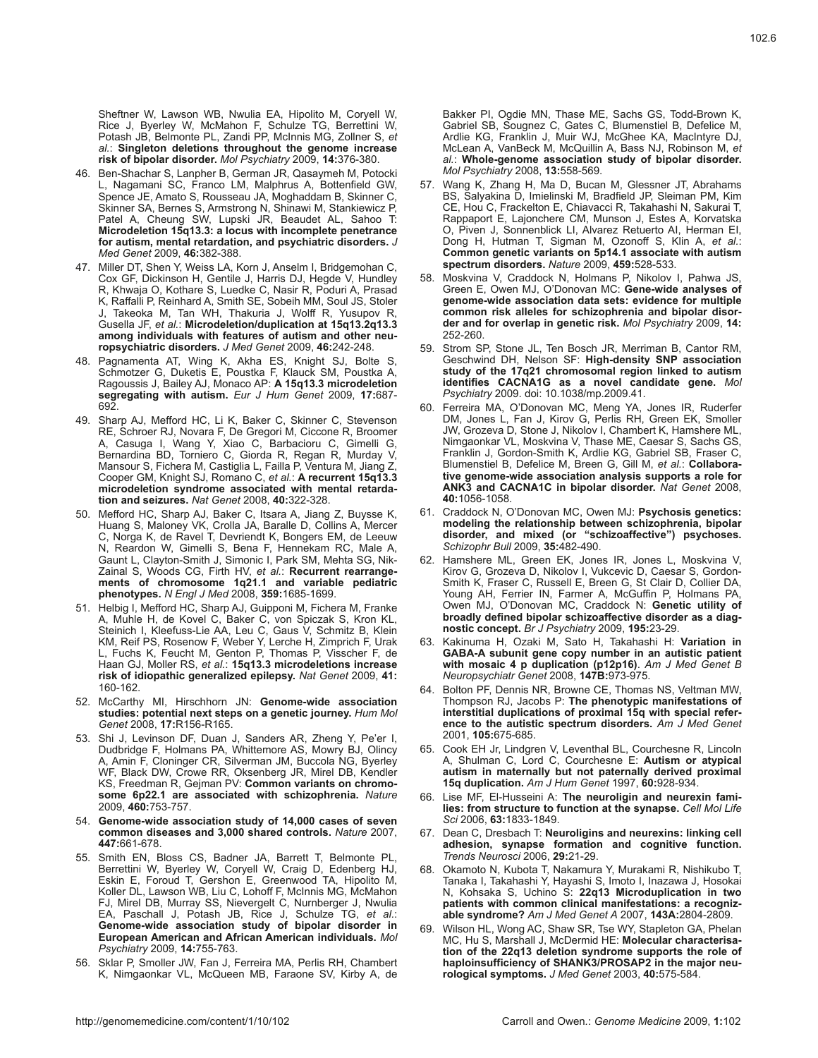Sheftner W, Lawson WB, Nwulia EA, Hipolito M, Coryell W, Rice J, Byerley W, McMahon F, Schulze TG, Berrettini W, Potash JB, Belmonte PL, Zandi PP, McInnis MG, Zollner S, *et al.*: **Singleton deletions throughout the genome increase risk of bipolar disorder.** *Mol Psychiatry* 2009, **14:**376-380.

46. Ben-Shachar S, Lanpher B, German JR, Qasaymeh M, Potocki L, Nagamani SC, Franco LM, Malphrus A, Bottenfield GW, Spence JE, Amato S, Rousseau JA, Moghaddam B, Skinner C, Skinner SA, Bernes S, Armstrong N, Shinawi M, Stankiewicz P, Patel A, Cheung SW, Lupski JR, Beaudet AL, Sahoo T: **Microdeletion 15q13.3: a locus with incomplete penetrance for autism, mental retardation, and psychiatric disorders.** *J Med Genet* 2009, **46:**382-388.
47. Miller DT, Shen Y, Weiss LA, Korn J, Anselm I, Bridgemohan C, Cox GF, Dickinson H, Gentile J, Harris DJ, Hegde V, Hundley R, Khwaja O, Kothare S, Luedke C, Nasir R, Poduri A, Prasad K, Raffalli P, Reinhard A, Smith SE, Sobeih MM, Soul JS, Stoler J, Takeoka M, Tan WH, Thakuria J, Wolff R, Yusupov R, Gusella JF, *et al.*: **Microdeletion/duplication at 15q13.2q13.3 among individuals with features of autism and other neuropsychiatric disorders.** *J Med Genet* 2009, **46:**242-248.
48. Pagnamenta AT, Wing K, Akha ES, Knight SJ, Bolte S, Schmotzer G, Duketis E, Poustka F, Klauck SM, Poustka A, Ragoussis J, Bailey AJ, Monaco AP: **A 15q13.3 microdeletion segregating with autism.** *Eur J Hum Genet* 2009, **17:**687-692.
49. Sharp AJ, Mefford HC, Li K, Baker C, Skinner C, Stevenson RE, Schroer RJ, Novara F, De Gregori M, Ciccone R, Broomer A, Casuga I, Wang Y, Xiao C, Barbacioru C, Gimelli G, Bernardina BD, Torniero C, Giorda R, Regan R, Murday V, Mansour S, Fichera M, Castiglia L, Failla P, Ventura M, Jiang Z, Cooper GM, Knight SJ, Romano C, *et al.*: **A recurrent 15q13.3 microdeletion syndrome associated with mental retardation and seizures.** *Nat Genet* 2008, **40:**322-328.
50. Mefford HC, Sharp AJ, Baker C, Itsara A, Jiang Z, Buysse K, Huang S, Maloney VK, Crolla JA, Baralle D, Collins A, Mercer C, Norga K, de Ravel T, Devriendt K, Bongers EM, de Leeuw N, Reardon W, Gimelli S, Bena F, Hennekam RC, Male A, Gaunt L, Clayton-Smith J, Simonic I, Park SM, Mehta SG, Nik-Zainal S, Woods CG, Firth HV, *et al.*: **Recurrent rearrangements of chromosome 1q21.1 and variable pediatric phenotypes.** *N Engl J Med* 2008, **359:**1685-1699.
51. Helbig I, Mefford HC, Sharp AJ, Guipponi M, Fichera M, Franke A, Muhle H, de Kovel C, Baker C, von Spiczak S, Kron KL, Steinich I, Kleefuss-Lie AA, Leu C, Gaus V, Schmitz B, Klein KM, Reif PS, Rosenow F, Weber Y, Lerche H, Zimprich F, Urak L, Fuchs K, Feucht M, Genton P, Thomas P, Visscher F, de Haan GJ, Moller RS, *et al.*: **15q13.3 microdeletions increase risk of idiopathic generalized epilepsy.** *Nat Genet* 2009, **41:**160-162.
52. McCarthy MI, Hirschhorn JN: **Genome-wide association studies: potential next steps on a genetic journey.** *Hum Mol Genet* 2008, **17:**R156-R165.
53. Shi J, Levinson DF, Duan J, Sanders AR, Zheng Y, Pe'er I, Dudbridge F, Holmans PA, Whittemore AS, Mowry BJ, Olincy A, Amin F, Cloninger CR, Silverman JM, Buccola NG, Byerley WF, Black DW, Crowe RR, Oksenberg JR, Mirel DB, Kendler KS, Freedman R, Gejman PV: **Common variants on chromosome 6p22.1 are associated with schizophrenia.** *Nature* 2009, **460:**753-757.
54. **Genome-wide association study of 14,000 cases of seven common diseases and 3,000 shared controls.** *Nature* 2007, **447:**661-678.
55. Smith EN, Bloss CS, Badner JA, Barrett T, Belmonte PL, Berrettini W, Byerley W, Coryell W, Craig D, Edenberg HJ, Eskin E, Foroud T, Gershon E, Greenwood TA, Hipolito M, Koller DL, Lawson WB, Liu C, Lohoff F, McInnis MG, McMahon FJ, Mirel DB, Murray SS, Nievergelt C, Nurnberger J, Nwulia EA, Paschall J, Potash JB, Rice J, Schulze TG, *et al.*: **Genome-wide association study of bipolar disorder in European American and African American individuals.** *Mol Psychiatry* 2009, **14:**755-763.
56. Sklar P, Smoller JW, Fan J, Ferreira MA, Perlis RH, Chambert K, Nimgaonkar VL, McQueen MB, Faraone SV, Kirby A, de Bakker PI, Ogdie MN, Thase ME, Sachs GS, Todd-Brown K, Gabriel SB, Sougnez C, Gates C, Blumenstiel B, Defelice M, Ardlie KG, Franklin J, Muir WJ, McGhee KA, MacIntyre DJ, McLean A, VanBeck M, McQuillin A, Bass NJ, Robinson M, *et al.*: **Whole-genome association study of bipolar disorder.** *Mol Psychiatry* 2008, **13:**558-569.
57. Wang K, Zhang H, Ma D, Bucan M, Glessner JT, Abrahams BS, Salyakina D, Imielinski M, Bradfield JP, Sleiman PM, Kim CE, Hou C, Frackelton E, Chiavacci R, Takahashi N, Sakurai T, Rappaport E, Lajonchere CM, Munson J, Estes A, Korvatska O, Piven J, Sonnenblick LI, Alvarez Retuerto AI, Herman EI, Dong H, Hutman T, Sigman M, Ozonoff S, Klin A, *et al.*: **Common genetic variants on 5p14.1 associate with autism spectrum disorders.** *Nature* 2009, **459:**528-533.
58. Moskvina V, Craddock N, Holmans P, Nikolov I, Pahwa JS, Green E, Owen MJ, O'Donovan MC: **Gene-wide analyses of genome-wide association data sets: evidence for multiple common risk alleles for schizophrenia and bipolar disorder and for overlap in genetic risk.** *Mol Psychiatry* 2009, **14:**252-260.
59. Strom SP, Stone JL, Ten Bosch JR, Merriman B, Cantor RM, Geschwind DH, Nelson SF: **High-density SNP association study of the 17q21 chromosomal region linked to autism identifies CACNA1G as a novel candidate gene.** *Mol Psychiatry* 2009. doi: 10.1038/mp.2009.41.
60. Ferreira MA, O'Donovan MC, Meng YA, Jones IR, Ruderfer DM, Jones L, Fan J, Kirov G, Perlis RH, Green EK, Smoller JW, Grozeva D, Stone J, Nikolov I, Chambert K, Hamshere ML, Nimgaonkar VL, Moskvina V, Thase ME, Caesar S, Sachs GS, Franklin J, Gordon-Smith K, Ardlie KG, Gabriel SB, Fraser C, Blumenstiel B, Defelice M, Breen G, Gill M, *et al.*: **Collaborative genome-wide association analysis supports a role for ANK3 and CACNA1C in bipolar disorder.** *Nat Genet* 2008, **40:**1056-1058.
61. Craddock N, O'Donovan MC, Owen MJ: **Psychosis genetics: modeling the relationship between schizophrenia, bipolar disorder, and mixed (or "schizoaffective") psychoses.** *Schizophr Bull* 2009, **35:**482-490.
62. Hamshere ML, Green EK, Jones IR, Jones L, Moskvina V, Kirov G, Grozeva D, Nikolov I, Vukcevic D, Caesar S, Gordon-Smith K, Fraser C, Russell E, Breen G, St Clair D, Collier DA, Young AH, Ferrier IN, Farmer A, McGuffin P, Holmans PA, Owen MJ, O'Donovan MC, Craddock N: **Genetic utility of broadly defined bipolar schizoaffective disorder as a diagnostic concept.** *Br J Psychiatry* 2009, **195:**23-29.
63. Kakinuma H, Ozaki M, Sato H, Takahashi H: **Variation in GABA-A subunit gene copy number in an autistic patient with mosaic 4 p duplication (p12p16).** *Am J Med Genet B Neuropsychiatr Genet* 2008, **147B:**973-975.
64. Bolton PF, Dennis NR, Browne CE, Thomas NS, Veltman MW, Thompson RJ, Jacobs P: **The phenotypic manifestations of interstitial duplications of proximal 15q with special reference to the autistic spectrum disorders.** *Am J Med Genet* 2001, **105:**675-685.
65. Cook EH Jr, Lindgren V, Leventhal BL, Courchesne R, Lincoln A, Shulman C, Lord C, Courchesne E: **Autism or atypical autism in maternally but not paternally derived proximal 15q duplication.** *Am J Hum Genet* 1997, **60:**928-934.
66. Lise MF, El-Husseini A: **The neuroligin and neurexin families: from structure to function at the synapse.** *Cell Mol Life Sci* 2006, **63:**1833-1849.
67. Dean C, Dresbach T: **Neuroligins and neurexins: linking cell adhesion, synapse formation and cognitive function.** *Trends Neurosci* 2006, **29:**21-29.
68. Okamoto N, Kubota T, Nakamura Y, Murakami R, Nishikubo T, Tanaka I, Takahashi Y, Hayashi S, Imoto I, Inazawa J, Hosokai N, Kohsaka S, Uchino S: **22q13 Microduplication in two patients with common clinical manifestations: a recognizable syndrome?** *Am J Med Genet A* 2007, **143A:**2804-2809.
69. Wilson HL, Wong AC, Shaw SR, Tse WY, Stapleton GA, Phelan MC, Hu S, Marshall J, McDermid HE: **Molecular characterisation of the 22q13 deletion syndrome supports the role of haploinsufficiency of SHANK3/PROSAP2 in the major neurological symptoms.** *J Med Genet* 2003, **40:**575-584.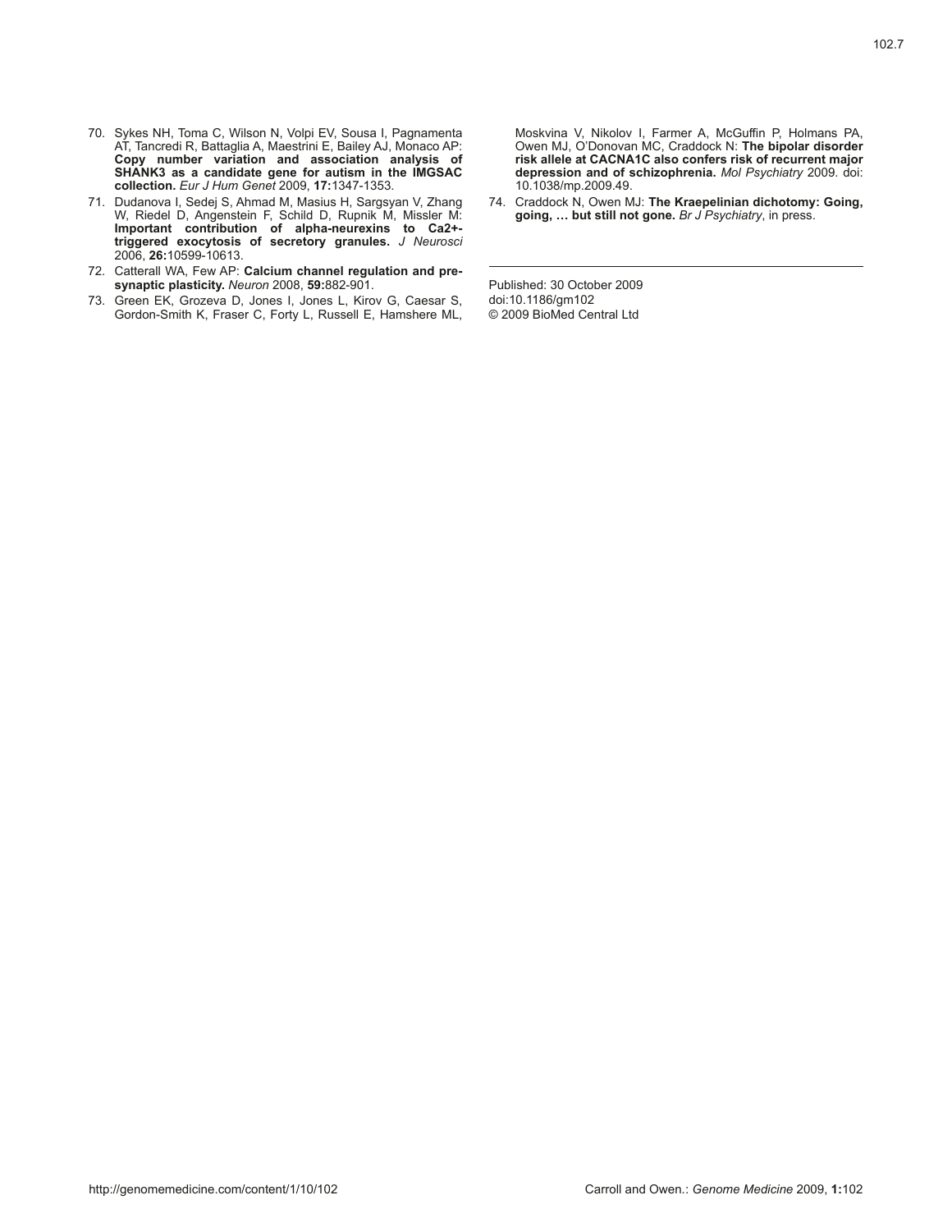70. Sykes NH, Toma C, Wilson N, Volpi EV, Sousa I, Pagnamenta AT, Tancredi R, Battaglia A, Maestrini E, Bailey AJ, Monaco AP: **Copy number variation and association analysis of SHANK3 as a candidate gene for autism in the IMGSAC collection.** *Eur J Hum Genet* 2009, **17:**1347-1353.
71. Dudanova I, Sedej S, Ahmad M, Masius H, Sargsyan V, Zhang W, Riedel D, Angenstein F, Schild D, Rupnik M, Missler M: **Important contribution of alpha-neurexins to Ca2+-triggered exocytosis of secretory granules.** *J Neurosci* 2006, **26:**10599-10613.
72. Catterall WA, Few AP: **Calcium channel regulation and presynaptic plasticity.** *Neuron* 2008, **59:**882-901.
73. Green EK, Grozeva D, Jones I, Jones L, Kirov G, Caesar S, Gordon-Smith K, Fraser C, Forty L, Russell E, Hamshere ML, Moskvina V, Nikolov I, Farmer A, McGuffin P, Holmans PA, Owen MJ, O'Donovan MC, Craddock N: **The bipolar disorder risk allele at CACNA1C also confers risk of recurrent major depression and of schizophrenia.** *Mol Psychiatry* 2009. doi: 10.1038/mp.2009.49.
74. Craddock N, Owen MJ: **The Kraepelinian dichotomy: Going, going, … but still not gone.** *Br J Psychiatry*, in press.

Published: 30 October 2009
doi:10.1186/gm102
© 2009 BioMed Central Ltd